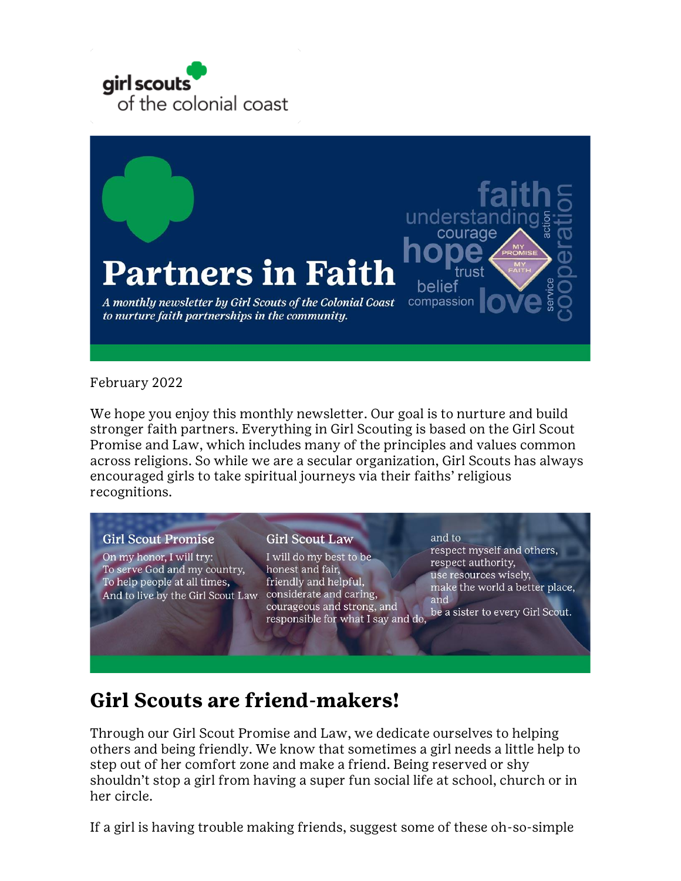girl scouts of the colonial coast

# Partners in Faith

*A monthly newsletter by Girl Scouts of the Colonial Coast to nurture faith partnerships in the community.*

February 2022

We hope you enjoy this monthly newsletter. Our goal is to nurture and build stronger faith partners. Everything in Girl Scouting is based on the Girl Scout Promise and Law, which includes many of the principles and values common across religions. So while we are a secular organization, Girl Scouts has always encouraged girls to take spiritual journeys via their faiths' religious recognitions.

**Girl Scout Promise**

On my honor, I will try:
To serve God and my country,
To help people at all times,
And to live by the Girl Scout Law

**Girl Scout Law**

I will do my best to be
honest and fair,
friendly and helpful,
considerate and caring,
courageous and strong, and
responsible for what I say and do,
and to
respect myself and others,
respect authority,
use resources wisely,
make the world a better place, and
be a sister to every Girl Scout.

## Girl Scouts are friend-makers!

Through our Girl Scout Promise and Law, we dedicate ourselves to helping others and being friendly. We know that sometimes a girl needs a little help to step out of her comfort zone and make a friend. Being reserved or shy shouldn't stop a girl from having a super fun social life at school, church or in her circle.

If a girl is having trouble making friends, suggest some of these oh-so-simple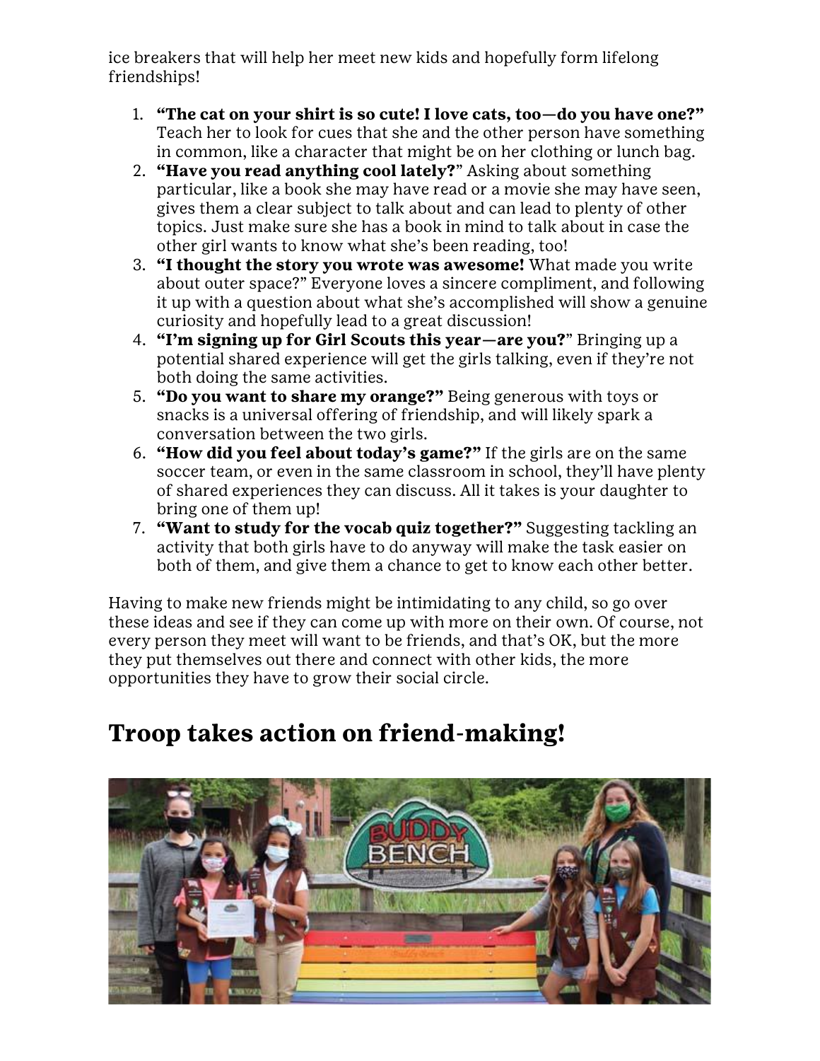ice breakers that will help her meet new kids and hopefully form lifelong friendships!

1. **"The cat on your shirt is so cute! I love cats, too—do you have one?"** Teach her to look for cues that she and the other person have something in common, like a character that might be on her clothing or lunch bag.
2. **"Have you read anything cool lately?"** Asking about something particular, like a book she may have read or a movie she may have seen, gives them a clear subject to talk about and can lead to plenty of other topics. Just make sure she has a book in mind to talk about in case the other girl wants to know what she's been reading, too!
3. **"I thought the story you wrote was awesome!** What made you write about outer space?" Everyone loves a sincere compliment, and following it up with a question about what she's accomplished will show a genuine curiosity and hopefully lead to a great discussion!
4. **"I'm signing up for Girl Scouts this year—are you?"** Bringing up a potential shared experience will get the girls talking, even if they're not both doing the same activities.
5. **"Do you want to share my orange?"** Being generous with toys or snacks is a universal offering of friendship, and will likely spark a conversation between the two girls.
6. **"How did you feel about today's game?"** If the girls are on the same soccer team, or even in the same classroom in school, they'll have plenty of shared experiences they can discuss. All it takes is your daughter to bring one of them up!
7. **"Want to study for the vocab quiz together?"** Suggesting tackling an activity that both girls have to do anyway will make the task easier on both of them, and give them a chance to get to know each other better.

Having to make new friends might be intimidating to any child, so go over these ideas and see if they can come up with more on their own. Of course, not every person they meet will want to be friends, and that's OK, but the more they put themselves out there and connect with other kids, the more opportunities they have to grow their social circle.

## Troop takes action on friend-making!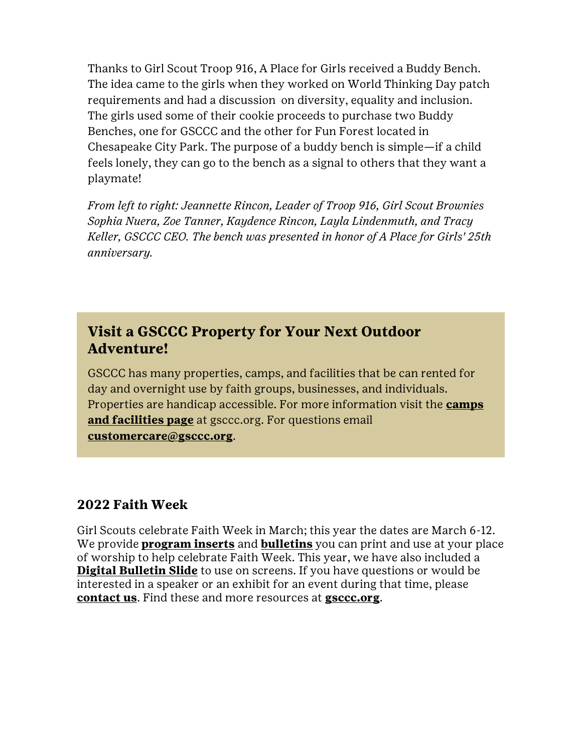Thanks to Girl Scout Troop 916, A Place for Girls received a Buddy Bench. The idea came to the girls when they worked on World Thinking Day patch requirements and had a discussion  on diversity, equality and inclusion. The girls used some of their cookie proceeds to purchase two Buddy Benches, one for GSCCC and the other for Fun Forest located in Chesapeake City Park. The purpose of a buddy bench is simple—if a child feels lonely, they can go to the bench as a signal to others that they want a playmate!

*From left to right: Jeannette Rincon, Leader of Troop 916, Girl Scout Brownies Sophia Nuera, Zoe Tanner, Kaydence Rincon, Layla Lindenmuth, and Tracy Keller, GSCCC CEO. The bench was presented in honor of A Place for Girls' 25th anniversary.*

## Visit a GSCCC Property for Your Next Outdoor Adventure!

GSCCC has many properties, camps, and facilities that be can rented for day and overnight use by faith groups, businesses, and individuals. Properties are handicap accessible. For more information visit the **camps and facilities page** at gsccc.org. For questions email **customercare@gsccc.org**.

## 2022 Faith Week

Girl Scouts celebrate Faith Week in March; this year the dates are March 6-12. We provide **program inserts** and **bulletins** you can print and use at your place of worship to help celebrate Faith Week. This year, we have also included a **Digital Bulletin Slide** to use on screens. If you have questions or would be interested in a speaker or an exhibit for an event during that time, please **contact us**. Find these and more resources at **gsccc.org**.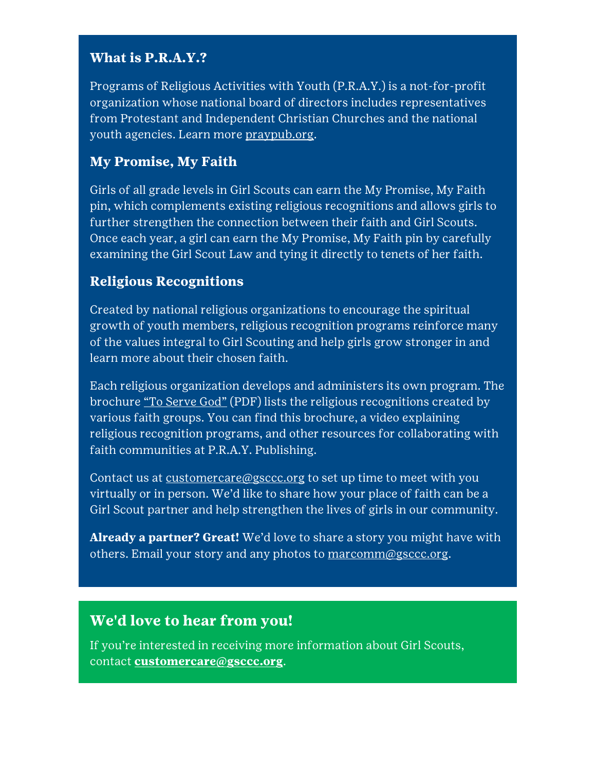### What is P.R.A.Y.?

Programs of Religious Activities with Youth (P.R.A.Y.) is a not-for-profit organization whose national board of directors includes representatives from Protestant and Independent Christian Churches and the national youth agencies. Learn more praypub.org.

### My Promise, My Faith

Girls of all grade levels in Girl Scouts can earn the My Promise, My Faith pin, which complements existing religious recognitions and allows girls to further strengthen the connection between their faith and Girl Scouts. Once each year, a girl can earn the My Promise, My Faith pin by carefully examining the Girl Scout Law and tying it directly to tenets of her faith.

### Religious Recognitions

Created by national religious organizations to encourage the spiritual growth of youth members, religious recognition programs reinforce many of the values integral to Girl Scouting and help girls grow stronger in and learn more about their chosen faith.

Each religious organization develops and administers its own program. The brochure "To Serve God" (PDF) lists the religious recognitions created by various faith groups. You can find this brochure, a video explaining religious recognition programs, and other resources for collaborating with faith communities at P.R.A.Y. Publishing.

Contact us at customercare@gsccc.org to set up time to meet with you virtually or in person. We'd like to share how your place of faith can be a Girl Scout partner and help strengthen the lives of girls in our community.

**Already a partner? Great!** We'd love to share a story you might have with others. Email your story and any photos to marcomm@gsccc.org.

## We'd love to hear from you!

If you're interested in receiving more information about Girl Scouts, contact **customercare@gsccc.org**.